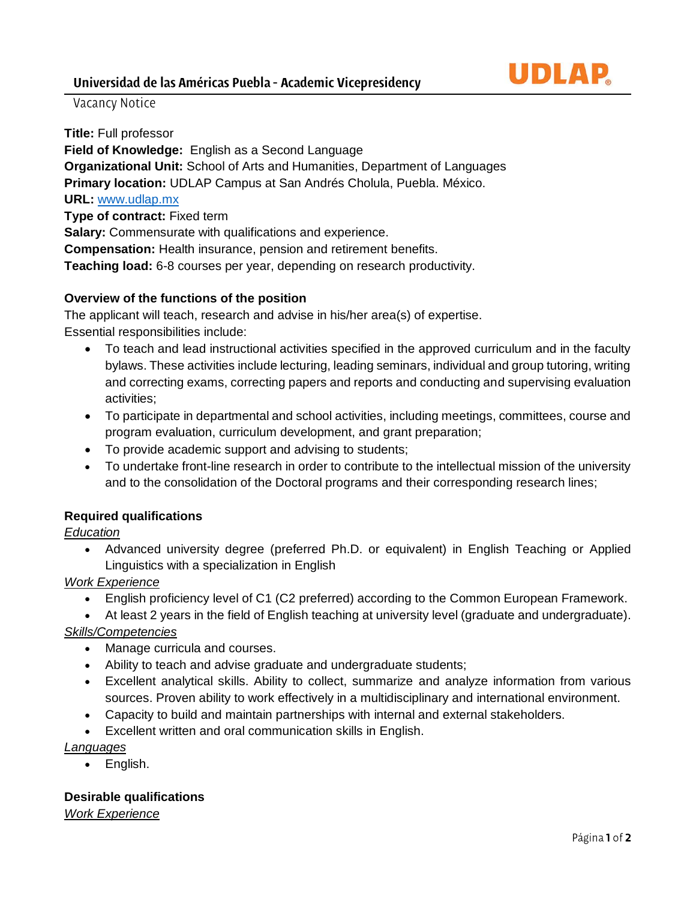# Universidad de las Américas Puebla - Academic Vicepresidency

Vacancy Notice

**Title:** Full professor
**Field of Knowledge:** English as a Second Language
**Organizational Unit:** School of Arts and Humanities, Department of Languages
**Primary location:** UDLAP Campus at San Andrés Cholula, Puebla. México.
**URL:** [www.udlap.mx](www.udlap.mx)
**Type of contract:** Fixed term
**Salary:** Commensurate with qualifications and experience.
**Compensation:** Health insurance, pension and retirement benefits.
**Teaching load:** 6-8 courses per year, depending on research productivity.

**Overview of the functions of the position**

The applicant will teach, research and advise in his/her area(s) of expertise.
Essential responsibilities include:

- To teach and lead instructional activities specified in the approved curriculum and in the faculty bylaws. These activities include lecturing, leading seminars, individual and group tutoring, writing and correcting exams, correcting papers and reports and conducting and supervising evaluation activities;
- To participate in departmental and school activities, including meetings, committees, course and program evaluation, curriculum development, and grant preparation;
- To provide academic support and advising to students;
- To undertake front-line research in order to contribute to the intellectual mission of the university and to the consolidation of the Doctoral programs and their corresponding research lines;

**Required qualifications**

*Education*

- Advanced university degree (preferred Ph.D. or equivalent) in English Teaching or Applied Linguistics with a specialization in English

*Work Experience*

- English proficiency level of C1 (C2 preferred) according to the Common European Framework.
- At least 2 years in the field of English teaching at university level (graduate and undergraduate).

*Skills/Competencies*

- Manage curricula and courses.
- Ability to teach and advise graduate and undergraduate students;
- Excellent analytical skills. Ability to collect, summarize and analyze information from various sources. Proven ability to work effectively in a multidisciplinary and international environment.
- Capacity to build and maintain partnerships with internal and external stakeholders.
- Excellent written and oral communication skills in English.

*Languages*

- English.

**Desirable qualifications**

*Work Experience*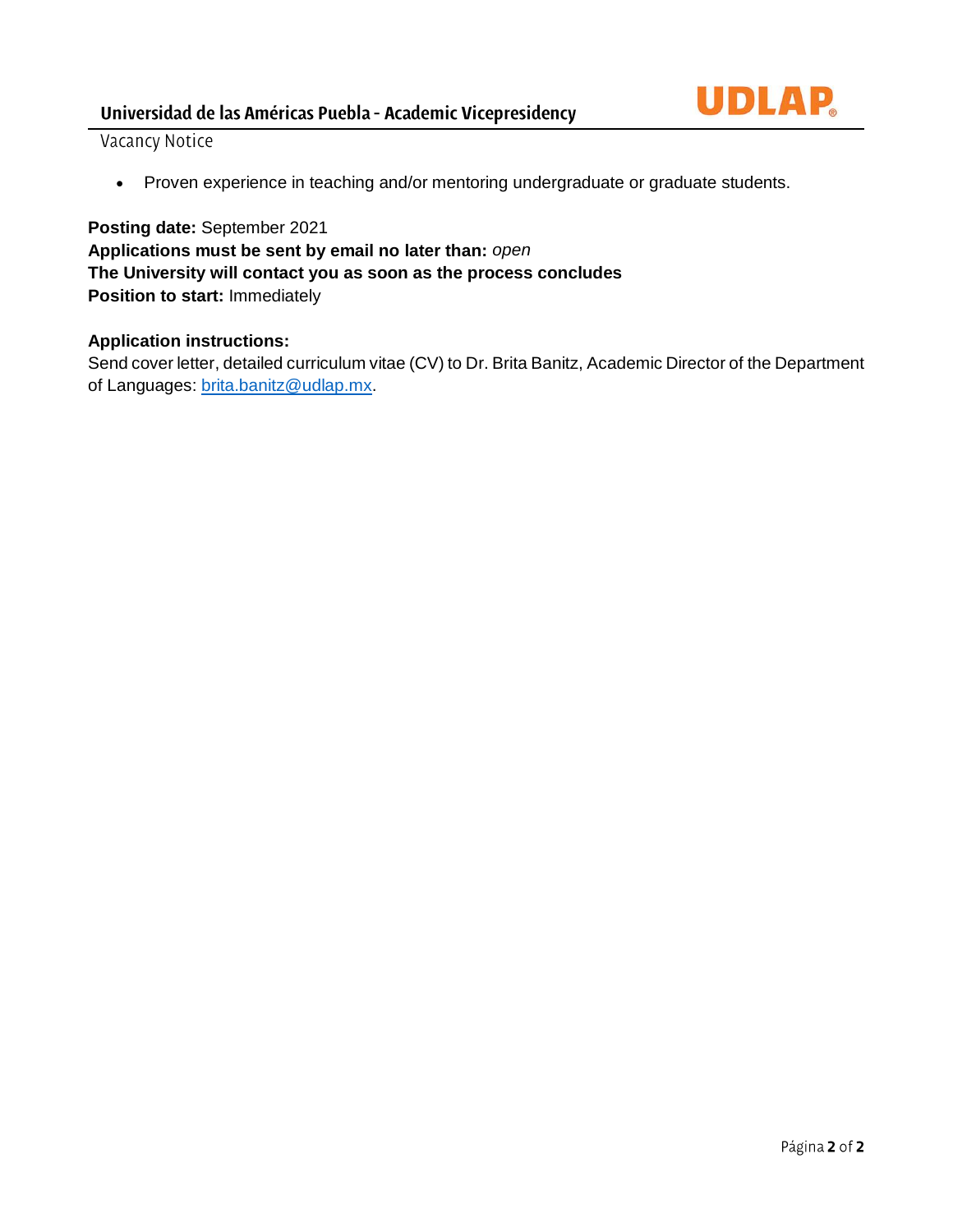- Proven experience in teaching and/or mentoring undergraduate or graduate students.

**Posting date:** September 2021
**Applications must be sent by email no later than:** *open*
**The University will contact you as soon as the process concludes**
**Position to start:** Immediately

**Application instructions:**
Send cover letter, detailed curriculum vitae (CV) to Dr. Brita Banitz, Academic Director of the Department of Languages: brita.banitz@udlap.mx.